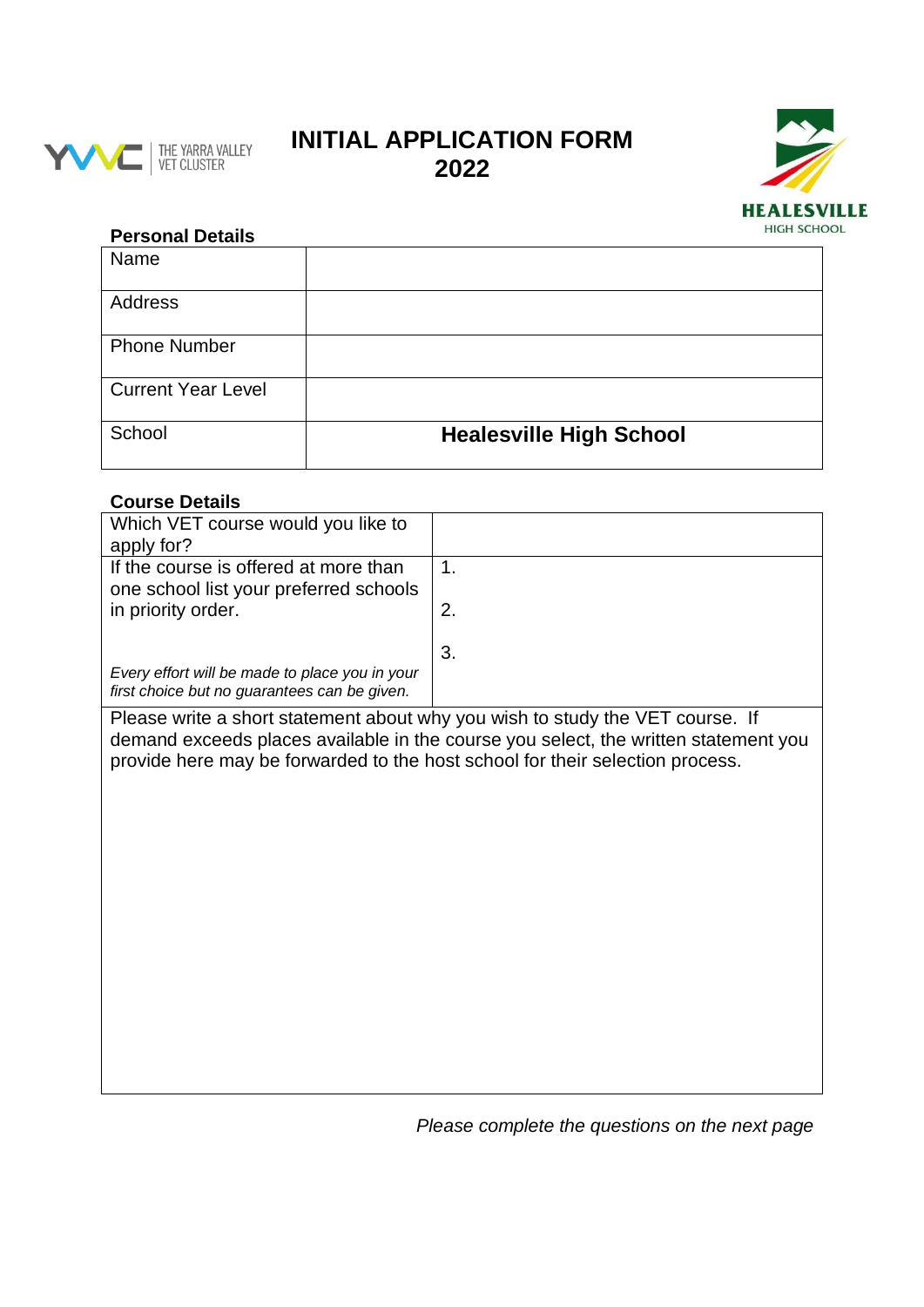THE YARRA VALLEY VET CLUSTER

# INITIAL APPLICATION FORM 2022

HEALESVILLE HIGH SCHOOL

**Personal Details**

| Name | |
|---|---|
| Address | |
| Phone Number | |
| Current Year Level | |
| School | **Healesville High School** |

**Course Details**

| Which VET course would you like to apply for? | |
|---|---|
| If the course is offered at more than one school list your preferred schools in priority order. *Every effort will be made to place you in your first choice but no guarantees can be given.* | 1.<br>2.<br>3. |

Please write a short statement about why you wish to study the VET course. If demand exceeds places available in the course you select, the written statement you provide here may be forwarded to the host school for their selection process.

*Please complete the questions on the next page*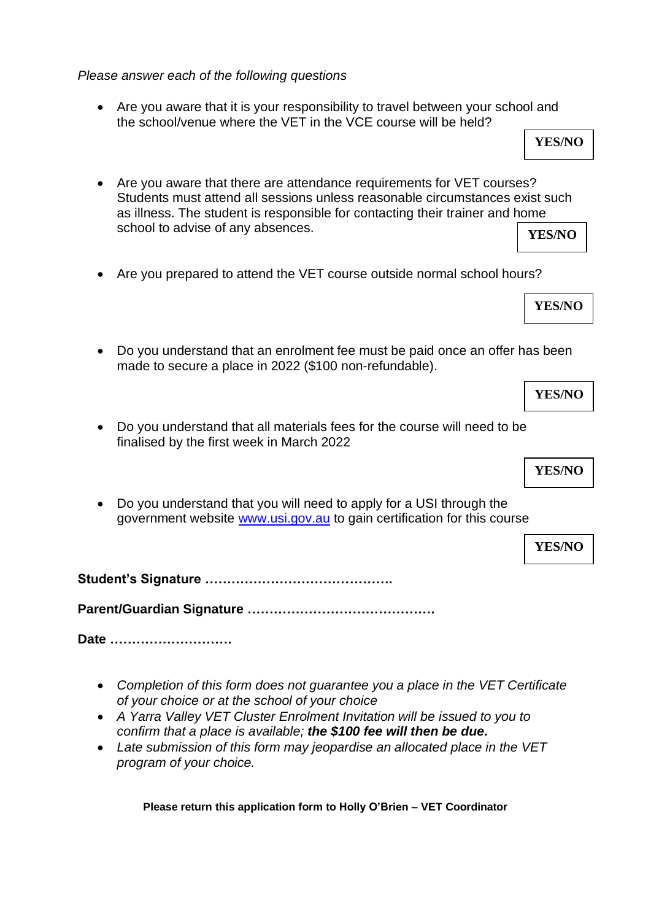*Please answer each of the following questions*

- Are you aware that it is your responsibility to travel between your school and the school/venue where the VET in the VCE course will be held?

  **YES/NO**

- Are you aware that there are attendance requirements for VET courses? Students must attend all sessions unless reasonable circumstances exist such as illness. The student is responsible for contacting their trainer and home school to advise of any absences.

  **YES/NO**

- Are you prepared to attend the VET course outside normal school hours?

  **YES/NO**

- Do you understand that an enrolment fee must be paid once an offer has been made to secure a place in 2022 ($100 non-refundable).

  **YES/NO**

- Do you understand that all materials fees for the course will need to be finalised by the first week in March 2022

  **YES/NO**

- Do you understand that you will need to apply for a USI through the government website [www.usi.gov.au](http://www.usi.gov.au) to gain certification for this course

  **YES/NO**

**Student's Signature …………………………………….**

**Parent/Guardian Signature …………………………………….**

**Date ……………………….**

- *Completion of this form does not guarantee you a place in the VET Certificate of your choice or at the school of your choice*
- *A Yarra Valley VET Cluster Enrolment Invitation will be issued to you to confirm that a place is available;* ***the $100 fee will then be due.***
- *Late submission of this form may jeopardise an allocated place in the VET program of your choice.*

**Please return this application form to Holly O'Brien – VET Coordinator**